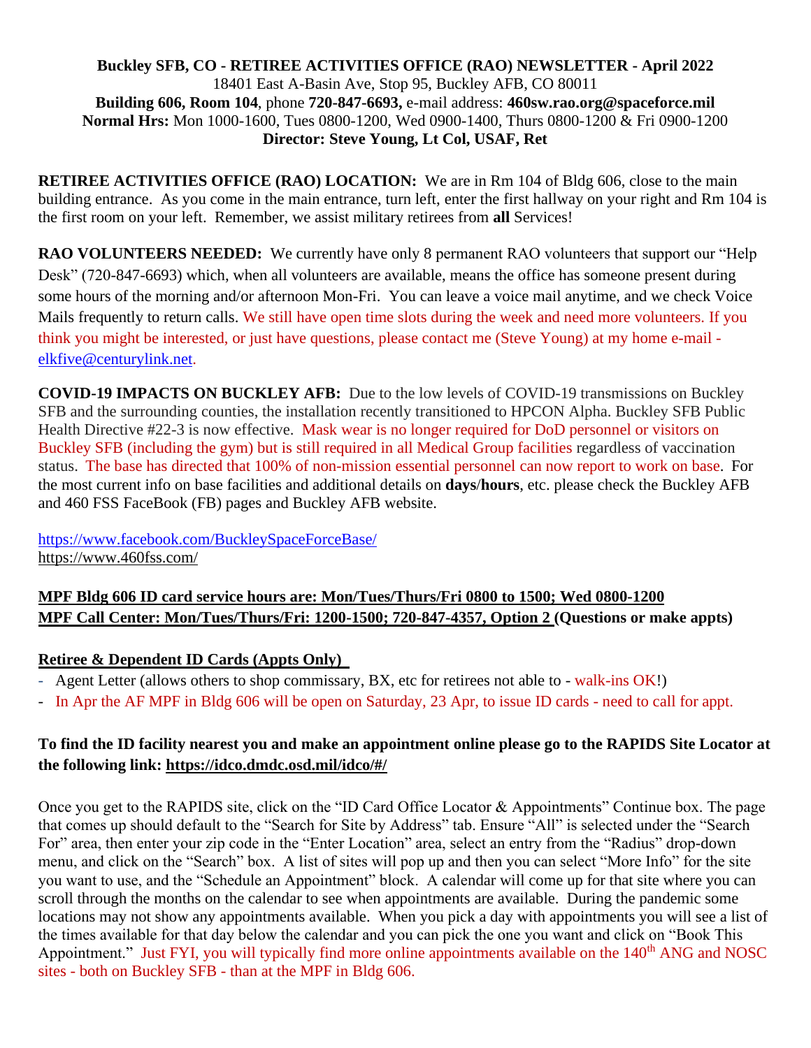**Buckley SFB, CO - RETIREE ACTIVITIES OFFICE (RAO) NEWSLETTER - April 2022**
18401 East A-Basin Ave, Stop 95, Buckley AFB, CO 80011
**Building 606, Room 104**, phone **720-847-6693,** e-mail address: **460sw.rao.org@spaceforce.mil**
**Normal Hrs:** Mon 1000-1600, Tues 0800-1200, Wed 0900-1400, Thurs 0800-1200 & Fri 0900-1200
**Director: Steve Young, Lt Col, USAF, Ret**

**RETIREE ACTIVITIES OFFICE (RAO) LOCATION:** We are in Rm 104 of Bldg 606, close to the main building entrance. As you come in the main entrance, turn left, enter the first hallway on your right and Rm 104 is the first room on your left. Remember, we assist military retirees from **all** Services!

**RAO VOLUNTEERS NEEDED:** We currently have only 8 permanent RAO volunteers that support our "Help Desk" (720-847-6693) which, when all volunteers are available, means the office has someone present during some hours of the morning and/or afternoon Mon-Fri. You can leave a voice mail anytime, and we check Voice Mails frequently to return calls. We still have open time slots during the week and need more volunteers. If you think you might be interested, or just have questions, please contact me (Steve Young) at my home e-mail - elkfive@centurylink.net.

**COVID-19 IMPACTS ON BUCKLEY AFB:** Due to the low levels of COVID-19 transmissions on Buckley SFB and the surrounding counties, the installation recently transitioned to HPCON Alpha. Buckley SFB Public Health Directive #22-3 is now effective. Mask wear is no longer required for DoD personnel or visitors on Buckley SFB (including the gym) but is still required in all Medical Group facilities regardless of vaccination status. The base has directed that 100% of non-mission essential personnel can now report to work on base. For the most current info on base facilities and additional details on **days/hours**, etc. please check the Buckley AFB and 460 FSS FaceBook (FB) pages and Buckley AFB website.

https://www.facebook.com/BuckleySpaceForceBase/
https://www.460fss.com/

**MPF Bldg 606 ID card service hours are: Mon/Tues/Thurs/Fri 0800 to 1500; Wed 0800-1200**
**MPF Call Center: Mon/Tues/Thurs/Fri: 1200-1500; 720-847-4357, Option 2 (Questions or make appts)**

**Retiree & Dependent ID Cards (Appts Only)**

- Agent Letter (allows others to shop commissary, BX, etc for retirees not able to - walk-ins OK!)
- In Apr the AF MPF in Bldg 606 will be open on Saturday, 23 Apr, to issue ID cards - need to call for appt.

**To find the ID facility nearest you and make an appointment online please go to the RAPIDS Site Locator at the following link: https://idco.dmdc.osd.mil/idco/#/**

Once you get to the RAPIDS site, click on the "ID Card Office Locator & Appointments" Continue box. The page that comes up should default to the "Search for Site by Address" tab. Ensure "All" is selected under the "Search For" area, then enter your zip code in the "Enter Location" area, select an entry from the "Radius" drop-down menu, and click on the "Search" box. A list of sites will pop up and then you can select "More Info" for the site you want to use, and the "Schedule an Appointment" block. A calendar will come up for that site where you can scroll through the months on the calendar to see when appointments are available. During the pandemic some locations may not show any appointments available. When you pick a day with appointments you will see a list of the times available for that day below the calendar and you can pick the one you want and click on "Book This Appointment." Just FYI, you will typically find more online appointments available on the 140th ANG and NOSC sites - both on Buckley SFB - than at the MPF in Bldg 606.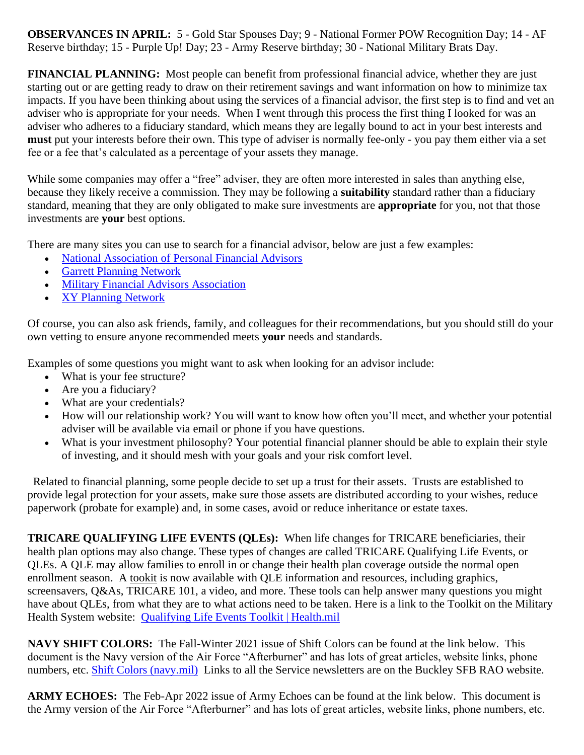**OBSERVANCES IN APRIL:** 5 - Gold Star Spouses Day; 9 - National Former POW Recognition Day; 14 - AF Reserve birthday; 15 - Purple Up! Day; 23 - Army Reserve birthday; 30 - National Military Brats Day.

**FINANCIAL PLANNING:** Most people can benefit from professional financial advice, whether they are just starting out or are getting ready to draw on their retirement savings and want information on how to minimize tax impacts. If you have been thinking about using the services of a financial advisor, the first step is to find and vet an adviser who is appropriate for your needs. When I went through this process the first thing I looked for was an adviser who adheres to a fiduciary standard, which means they are legally bound to act in your best interests and **must** put your interests before their own. This type of adviser is normally fee-only - you pay them either via a set fee or a fee that's calculated as a percentage of your assets they manage.

While some companies may offer a "free" adviser, they are often more interested in sales than anything else, because they likely receive a commission. They may be following a **suitability** standard rather than a fiduciary standard, meaning that they are only obligated to make sure investments are **appropriate** for you, not that those investments are **your** best options.

There are many sites you can use to search for a financial advisor, below are just a few examples:

- National Association of Personal Financial Advisors
- Garrett Planning Network
- Military Financial Advisors Association
- XY Planning Network

Of course, you can also ask friends, family, and colleagues for their recommendations, but you should still do your own vetting to ensure anyone recommended meets **your** needs and standards.

Examples of some questions you might want to ask when looking for an advisor include:

- What is your fee structure?
- Are you a fiduciary?
- What are your credentials?
- How will our relationship work? You will want to know how often you'll meet, and whether your potential adviser will be available via email or phone if you have questions.
- What is your investment philosophy? Your potential financial planner should be able to explain their style of investing, and it should mesh with your goals and your risk comfort level.

Related to financial planning, some people decide to set up a trust for their assets. Trusts are established to provide legal protection for your assets, make sure those assets are distributed according to your wishes, reduce paperwork (probate for example) and, in some cases, avoid or reduce inheritance or estate taxes.

**TRICARE QUALIFYING LIFE EVENTS (QLEs):** When life changes for TRICARE beneficiaries, their health plan options may also change. These types of changes are called TRICARE Qualifying Life Events, or QLEs. A QLE may allow families to enroll in or change their health plan coverage outside the normal open enrollment season. A tookit is now available with QLE information and resources, including graphics, screensavers, Q&As, TRICARE 101, a video, and more. These tools can help answer many questions you might have about QLEs, from what they are to what actions need to be taken. Here is a link to the Toolkit on the Military Health System website: Qualifying Life Events Toolkit | Health.mil

**NAVY SHIFT COLORS:** The Fall-Winter 2021 issue of Shift Colors can be found at the link below. This document is the Navy version of the Air Force "Afterburner" and has lots of great articles, website links, phone numbers, etc. Shift Colors (navy.mil) Links to all the Service newsletters are on the Buckley SFB RAO website.

**ARMY ECHOES:** The Feb-Apr 2022 issue of Army Echoes can be found at the link below. This document is the Army version of the Air Force "Afterburner" and has lots of great articles, website links, phone numbers, etc.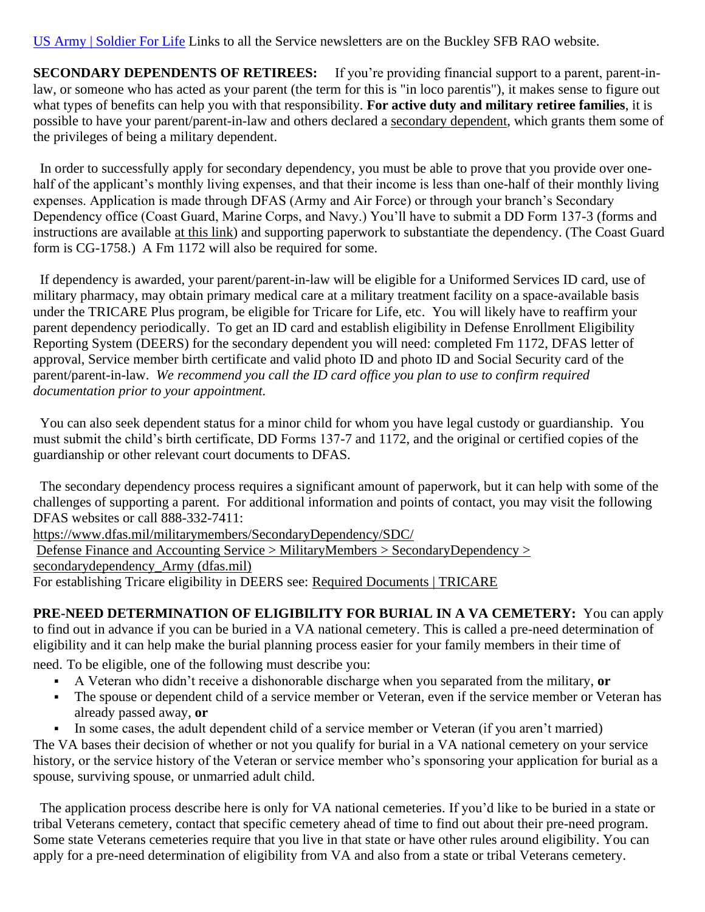[US Army | Soldier For Life](#) Links to all the Service newsletters are on the Buckley SFB RAO website.

**SECONDARY DEPENDENTS OF RETIREES:** If you're providing financial support to a parent, parent-in-law, or someone who has acted as your parent (the term for this is "in loco parentis"), it makes sense to figure out what types of benefits can help you with that responsibility. **For active duty and military retiree families**, it is possible to have your parent/parent-in-law and others declared a secondary dependent, which grants them some of the privileges of being a military dependent.

In order to successfully apply for secondary dependency, you must be able to prove that you provide over one-half of the applicant's monthly living expenses, and that their income is less than one-half of their monthly living expenses. Application is made through DFAS (Army and Air Force) or through your branch's Secondary Dependency office (Coast Guard, Marine Corps, and Navy.) You'll have to submit a DD Form 137-3 (forms and instructions are available at this link) and supporting paperwork to substantiate the dependency. (The Coast Guard form is CG-1758.) A Fm 1172 will also be required for some.

If dependency is awarded, your parent/parent-in-law will be eligible for a Uniformed Services ID card, use of military pharmacy, may obtain primary medical care at a military treatment facility on a space-available basis under the TRICARE Plus program, be eligible for Tricare for Life, etc. You will likely have to reaffirm your parent dependency periodically. To get an ID card and establish eligibility in Defense Enrollment Eligibility Reporting System (DEERS) for the secondary dependent you will need: completed Fm 1172, DFAS letter of approval, Service member birth certificate and valid photo ID and photo ID and Social Security card of the parent/parent-in-law. *We recommend you call the ID card office you plan to use to confirm required documentation prior to your appointment.*

You can also seek dependent status for a minor child for whom you have legal custody or guardianship. You must submit the child's birth certificate, DD Forms 137-7 and 1172, and the original or certified copies of the guardianship or other relevant court documents to DFAS.

The secondary dependency process requires a significant amount of paperwork, but it can help with some of the challenges of supporting a parent. For additional information and points of contact, you may visit the following DFAS websites or call 888-332-7411:
https://www.dfas.mil/militarymembers/SecondaryDependency/SDC/
Defense Finance and Accounting Service > MilitaryMembers > SecondaryDependency > secondarydependency_Army (dfas.mil)
For establishing Tricare eligibility in DEERS see: Required Documents | TRICARE

**PRE-NEED DETERMINATION OF ELIGIBILITY FOR BURIAL IN A VA CEMETERY:** You can apply to find out in advance if you can be buried in a VA national cemetery. This is called a pre-need determination of eligibility and it can help make the burial planning process easier for your family members in their time of need. To be eligible, one of the following must describe you:

- A Veteran who didn't receive a dishonorable discharge when you separated from the military, **or**
- The spouse or dependent child of a service member or Veteran, even if the service member or Veteran has already passed away, **or**
- In some cases, the adult dependent child of a service member or Veteran (if you aren't married)

The VA bases their decision of whether or not you qualify for burial in a VA national cemetery on your service history, or the service history of the Veteran or service member who's sponsoring your application for burial as a spouse, surviving spouse, or unmarried adult child.

The application process describe here is only for VA national cemeteries. If you'd like to be buried in a state or tribal Veterans cemetery, contact that specific cemetery ahead of time to find out about their pre-need program. Some state Veterans cemeteries require that you live in that state or have other rules around eligibility. You can apply for a pre-need determination of eligibility from VA and also from a state or tribal Veterans cemetery.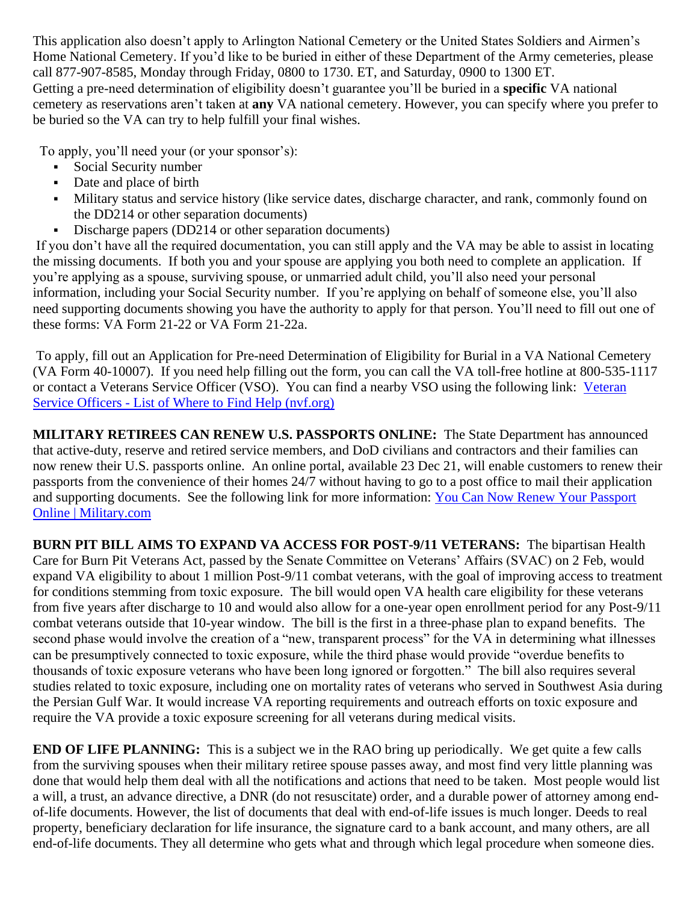This application also doesn't apply to Arlington National Cemetery or the United States Soldiers and Airmen's Home National Cemetery. If you'd like to be buried in either of these Department of the Army cemeteries, please call 877-907-8585, Monday through Friday, 0800 to 1730. ET, and Saturday, 0900 to 1300 ET.
Getting a pre-need determination of eligibility doesn't guarantee you'll be buried in a **specific** VA national cemetery as reservations aren't taken at **any** VA national cemetery. However, you can specify where you prefer to be buried so the VA can try to help fulfill your final wishes.

To apply, you'll need your (or your sponsor's):

- Social Security number
- Date and place of birth
- Military status and service history (like service dates, discharge character, and rank, commonly found on the DD214 or other separation documents)
- Discharge papers (DD214 or other separation documents)

If you don't have all the required documentation, you can still apply and the VA may be able to assist in locating the missing documents. If both you and your spouse are applying you both need to complete an application. If you're applying as a spouse, surviving spouse, or unmarried adult child, you'll also need your personal information, including your Social Security number. If you're applying on behalf of someone else, you'll also need supporting documents showing you have the authority to apply for that person. You'll need to fill out one of these forms: VA Form 21-22 or VA Form 21-22a.

To apply, fill out an Application for Pre-need Determination of Eligibility for Burial in a VA National Cemetery (VA Form 40-10007). If you need help filling out the form, you can call the VA toll-free hotline at 800-535-1117 or contact a Veterans Service Officer (VSO). You can find a nearby VSO using the following link: Veteran Service Officers - List of Where to Find Help (nvf.org)

**MILITARY RETIREES CAN RENEW U.S. PASSPORTS ONLINE:** The State Department has announced that active-duty, reserve and retired service members, and DoD civilians and contractors and their families can now renew their U.S. passports online. An online portal, available 23 Dec 21, will enable customers to renew their passports from the convenience of their homes 24/7 without having to go to a post office to mail their application and supporting documents. See the following link for more information: You Can Now Renew Your Passport Online | Military.com

**BURN PIT BILL AIMS TO EXPAND VA ACCESS FOR POST-9/11 VETERANS:** The bipartisan Health Care for Burn Pit Veterans Act, passed by the Senate Committee on Veterans' Affairs (SVAC) on 2 Feb, would expand VA eligibility to about 1 million Post-9/11 combat veterans, with the goal of improving access to treatment for conditions stemming from toxic exposure. The bill would open VA health care eligibility for these veterans from five years after discharge to 10 and would also allow for a one-year open enrollment period for any Post-9/11 combat veterans outside that 10-year window. The bill is the first in a three-phase plan to expand benefits. The second phase would involve the creation of a "new, transparent process" for the VA in determining what illnesses can be presumptively connected to toxic exposure, while the third phase would provide "overdue benefits to thousands of toxic exposure veterans who have been long ignored or forgotten." The bill also requires several studies related to toxic exposure, including one on mortality rates of veterans who served in Southwest Asia during the Persian Gulf War. It would increase VA reporting requirements and outreach efforts on toxic exposure and require the VA provide a toxic exposure screening for all veterans during medical visits.

**END OF LIFE PLANNING:** This is a subject we in the RAO bring up periodically. We get quite a few calls from the surviving spouses when their military retiree spouse passes away, and most find very little planning was done that would help them deal with all the notifications and actions that need to be taken. Most people would list a will, a trust, an advance directive, a DNR (do not resuscitate) order, and a durable power of attorney among end-of-life documents. However, the list of documents that deal with end-of-life issues is much longer. Deeds to real property, beneficiary declaration for life insurance, the signature card to a bank account, and many others, are all end-of-life documents. They all determine who gets what and through which legal procedure when someone dies.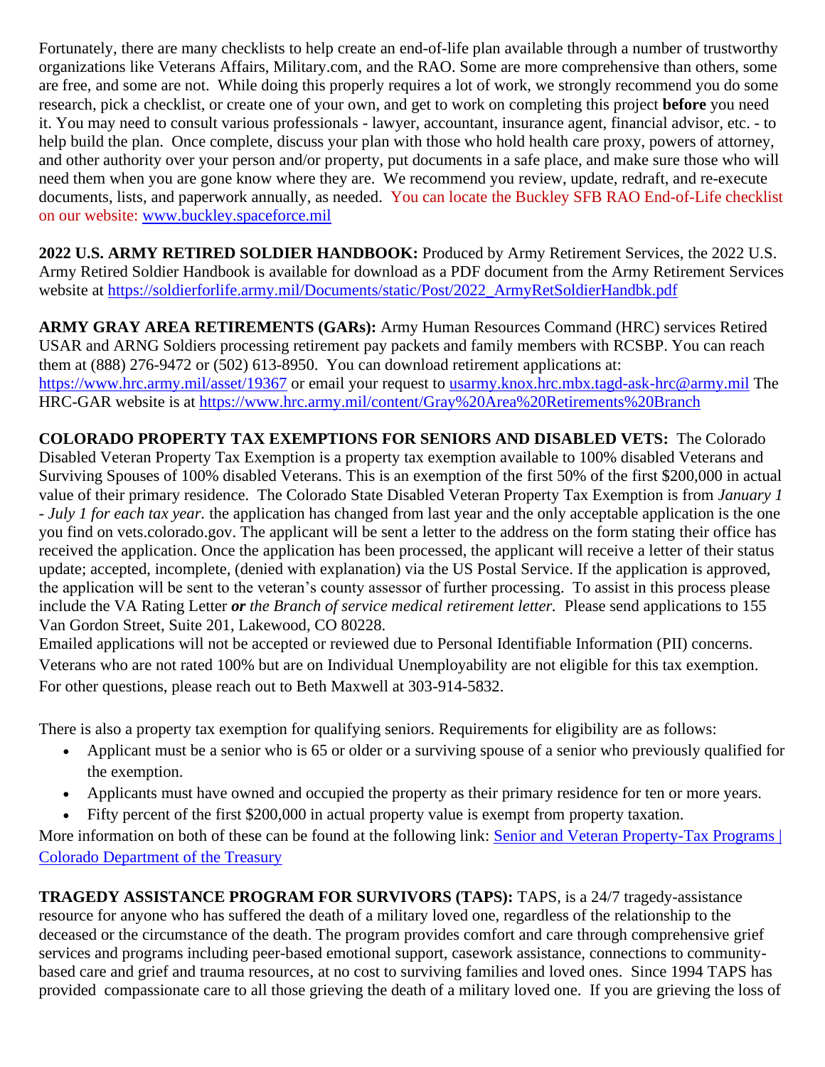Fortunately, there are many checklists to help create an end-of-life plan available through a number of trustworthy organizations like Veterans Affairs, Military.com, and the RAO. Some are more comprehensive than others, some are free, and some are not. While doing this properly requires a lot of work, we strongly recommend you do some research, pick a checklist, or create one of your own, and get to work on completing this project **before** you need it. You may need to consult various professionals - lawyer, accountant, insurance agent, financial advisor, etc. - to help build the plan. Once complete, discuss your plan with those who hold health care proxy, powers of attorney, and other authority over your person and/or property, put documents in a safe place, and make sure those who will need them when you are gone know where they are. We recommend you review, update, redraft, and re-execute documents, lists, and paperwork annually, as needed. You can locate the Buckley SFB RAO End-of-Life checklist on our website: [www.buckley.spaceforce.mil](www.buckley.spaceforce.mil)

**2022 U.S. ARMY RETIRED SOLDIER HANDBOOK:** Produced by Army Retirement Services, the 2022 U.S. Army Retired Soldier Handbook is available for download as a PDF document from the Army Retirement Services website at [https://soldierforlife.army.mil/Documents/static/Post/2022_ArmyRetSoldierHandbk.pdf](https://soldierforlife.army.mil/Documents/static/Post/2022_ArmyRetSoldierHandbk.pdf)

**ARMY GRAY AREA RETIREMENTS (GARs):** Army Human Resources Command (HRC) services Retired USAR and ARNG Soldiers processing retirement pay packets and family members with RCSBP. You can reach them at (888) 276-9472 or (502) 613-8950. You can download retirement applications at: [https://www.hrc.army.mil/asset/19367](https://www.hrc.army.mil/asset/19367) or email your request to [usarmy.knox.hrc.mbx.tagd-ask-hrc@army.mil](mailto:usarmy.knox.hrc.mbx.tagd-ask-hrc@army.mil) The HRC-GAR website is at [https://www.hrc.army.mil/content/Gray%20Area%20Retirements%20Branch](https://www.hrc.army.mil/content/Gray%20Area%20Retirements%20Branch)

**COLORADO PROPERTY TAX EXEMPTIONS FOR SENIORS AND DISABLED VETS:** The Colorado Disabled Veteran Property Tax Exemption is a property tax exemption available to 100% disabled Veterans and Surviving Spouses of 100% disabled Veterans. This is an exemption of the first 50% of the first $200,000 in actual value of their primary residence. The Colorado State Disabled Veteran Property Tax Exemption is from *January 1 - July 1 for each tax year.* the application has changed from last year and the only acceptable application is the one you find on vets.colorado.gov. The applicant will be sent a letter to the address on the form stating their office has received the application. Once the application has been processed, the applicant will receive a letter of their status update; accepted, incomplete, (denied with explanation) via the US Postal Service. If the application is approved, the application will be sent to the veteran's county assessor of further processing. To assist in this process please include the VA Rating Letter ***or*** *the Branch of service medical retirement letter.* Please send applications to 155 Van Gordon Street, Suite 201, Lakewood, CO 80228.
Emailed applications will not be accepted or reviewed due to Personal Identifiable Information (PII) concerns. Veterans who are not rated 100% but are on Individual Unemployability are not eligible for this tax exemption. For other questions, please reach out to Beth Maxwell at 303-914-5832.

There is also a property tax exemption for qualifying seniors. Requirements for eligibility are as follows:

- Applicant must be a senior who is 65 or older or a surviving spouse of a senior who previously qualified for the exemption.
- Applicants must have owned and occupied the property as their primary residence for ten or more years.
- Fifty percent of the first $200,000 in actual property value is exempt from property taxation.

More information on both of these can be found at the following link: [Senior and Veteran Property-Tax Programs | Colorado Department of the Treasury]()

**TRAGEDY ASSISTANCE PROGRAM FOR SURVIVORS (TAPS):** TAPS, is a 24/7 tragedy-assistance resource for anyone who has suffered the death of a military loved one, regardless of the relationship to the deceased or the circumstance of the death. The program provides comfort and care through comprehensive grief services and programs including peer-based emotional support, casework assistance, connections to community-based care and grief and trauma resources, at no cost to surviving families and loved ones. Since 1994 TAPS has provided compassionate care to all those grieving the death of a military loved one. If you are grieving the loss of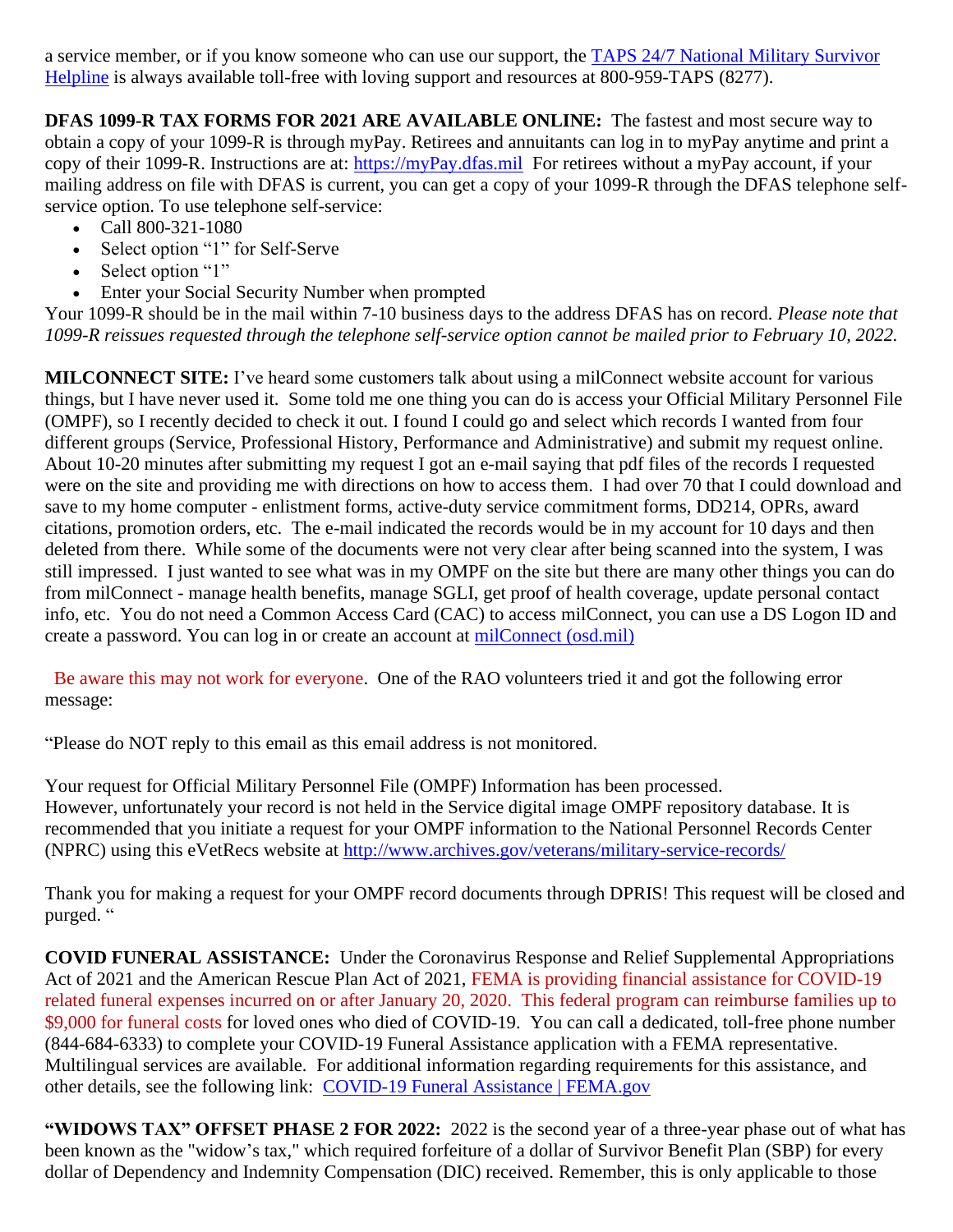a service member, or if you know someone who can use our support, the [TAPS 24/7 National Military Survivor Helpline](#) is always available toll-free with loving support and resources at 800-959-TAPS (8277).

**DFAS 1099-R TAX FORMS FOR 2021 ARE AVAILABLE ONLINE:** The fastest and most secure way to obtain a copy of your 1099-R is through myPay. Retirees and annuitants can log in to myPay anytime and print a copy of their 1099-R. Instructions are at: [https://myPay.dfas.mil](https://myPay.dfas.mil) For retirees without a myPay account, if your mailing address on file with DFAS is current, you can get a copy of your 1099-R through the DFAS telephone self-service option. To use telephone self-service:

- Call 800-321-1080
- Select option "1" for Self-Serve
- Select option "1"
- Enter your Social Security Number when prompted

Your 1099-R should be in the mail within 7-10 business days to the address DFAS has on record. *Please note that 1099-R reissues requested through the telephone self-service option cannot be mailed prior to February 10, 2022.*

**MILCONNECT SITE:** I've heard some customers talk about using a milConnect website account for various things, but I have never used it. Some told me one thing you can do is access your Official Military Personnel File (OMPF), so I recently decided to check it out. I found I could go and select which records I wanted from four different groups (Service, Professional History, Performance and Administrative) and submit my request online. About 10-20 minutes after submitting my request I got an e-mail saying that pdf files of the records I requested were on the site and providing me with directions on how to access them. I had over 70 that I could download and save to my home computer - enlistment forms, active-duty service commitment forms, DD214, OPRs, award citations, promotion orders, etc. The e-mail indicated the records would be in my account for 10 days and then deleted from there. While some of the documents were not very clear after being scanned into the system, I was still impressed. I just wanted to see what was in my OMPF on the site but there are many other things you can do from milConnect - manage health benefits, manage SGLI, get proof of health coverage, update personal contact info, etc. You do not need a Common Access Card (CAC) to access milConnect, you can use a DS Logon ID and create a password. You can log in or create an account at [milConnect (osd.mil)](#)

Be aware this may not work for everyone. One of the RAO volunteers tried it and got the following error message:

"Please do NOT reply to this email as this email address is not monitored.

Your request for Official Military Personnel File (OMPF) Information has been processed.
However, unfortunately your record is not held in the Service digital image OMPF repository database. It is recommended that you initiate a request for your OMPF information to the National Personnel Records Center (NPRC) using this eVetRecs website at [http://www.archives.gov/veterans/military-service-records/](http://www.archives.gov/veterans/military-service-records/)

Thank you for making a request for your OMPF record documents through DPRIS! This request will be closed and purged. "

**COVID FUNERAL ASSISTANCE:** Under the Coronavirus Response and Relief Supplemental Appropriations Act of 2021 and the American Rescue Plan Act of 2021, FEMA is providing financial assistance for COVID-19 related funeral expenses incurred on or after January 20, 2020. This federal program can reimburse families up to $9,000 for funeral costs for loved ones who died of COVID-19. You can call a dedicated, toll-free phone number (844-684-6333) to complete your COVID-19 Funeral Assistance application with a FEMA representative. Multilingual services are available. For additional information regarding requirements for this assistance, and other details, see the following link: [COVID-19 Funeral Assistance | FEMA.gov](#)

**"WIDOWS TAX" OFFSET PHASE 2 FOR 2022:** 2022 is the second year of a three-year phase out of what has been known as the "widow's tax," which required forfeiture of a dollar of Survivor Benefit Plan (SBP) for every dollar of Dependency and Indemnity Compensation (DIC) received. Remember, this is only applicable to those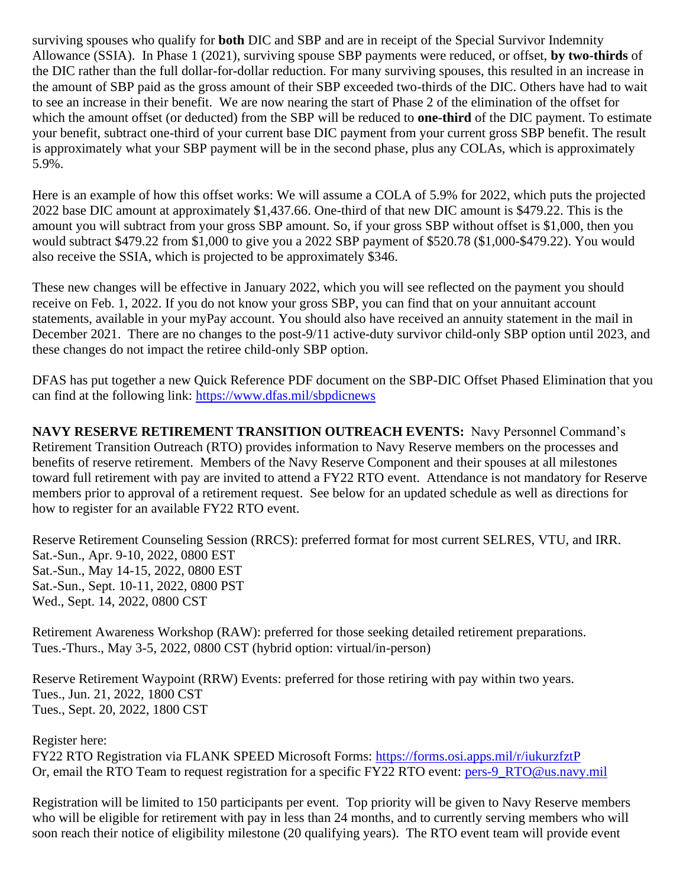surviving spouses who qualify for **both** DIC and SBP and are in receipt of the Special Survivor Indemnity Allowance (SSIA). In Phase 1 (2021), surviving spouse SBP payments were reduced, or offset, **by two-thirds** of the DIC rather than the full dollar-for-dollar reduction. For many surviving spouses, this resulted in an increase in the amount of SBP paid as the gross amount of their SBP exceeded two-thirds of the DIC. Others have had to wait to see an increase in their benefit. We are now nearing the start of Phase 2 of the elimination of the offset for which the amount offset (or deducted) from the SBP will be reduced to **one-third** of the DIC payment. To estimate your benefit, subtract one-third of your current base DIC payment from your current gross SBP benefit. The result is approximately what your SBP payment will be in the second phase, plus any COLAs, which is approximately 5.9%.

Here is an example of how this offset works: We will assume a COLA of 5.9% for 2022, which puts the projected 2022 base DIC amount at approximately $1,437.66. One-third of that new DIC amount is $479.22. This is the amount you will subtract from your gross SBP amount. So, if your gross SBP without offset is $1,000, then you would subtract $479.22 from $1,000 to give you a 2022 SBP payment of $520.78 ($1,000-$479.22). You would also receive the SSIA, which is projected to be approximately $346.

These new changes will be effective in January 2022, which you will see reflected on the payment you should receive on Feb. 1, 2022. If you do not know your gross SBP, you can find that on your annuitant account statements, available in your myPay account. You should also have received an annuity statement in the mail in December 2021. There are no changes to the post-9/11 active-duty survivor child-only SBP option until 2023, and these changes do not impact the retiree child-only SBP option.

DFAS has put together a new Quick Reference PDF document on the SBP-DIC Offset Phased Elimination that you can find at the following link: https://www.dfas.mil/sbpdicnews

**NAVY RESERVE RETIREMENT TRANSITION OUTREACH EVENTS:** Navy Personnel Command's Retirement Transition Outreach (RTO) provides information to Navy Reserve members on the processes and benefits of reserve retirement. Members of the Navy Reserve Component and their spouses at all milestones toward full retirement with pay are invited to attend a FY22 RTO event. Attendance is not mandatory for Reserve members prior to approval of a retirement request. See below for an updated schedule as well as directions for how to register for an available FY22 RTO event.

Reserve Retirement Counseling Session (RRCS): preferred format for most current SELRES, VTU, and IRR.
Sat.-Sun., Apr. 9-10, 2022, 0800 EST
Sat.-Sun., May 14-15, 2022, 0800 EST
Sat.-Sun., Sept. 10-11, 2022, 0800 PST
Wed., Sept. 14, 2022, 0800 CST

Retirement Awareness Workshop (RAW): preferred for those seeking detailed retirement preparations.
Tues.-Thurs., May 3-5, 2022, 0800 CST (hybrid option: virtual/in-person)

Reserve Retirement Waypoint (RRW) Events: preferred for those retiring with pay within two years.
Tues., Jun. 21, 2022, 1800 CST
Tues., Sept. 20, 2022, 1800 CST

Register here:
FY22 RTO Registration via FLANK SPEED Microsoft Forms: https://forms.osi.apps.mil/r/iukurzfztP
Or, email the RTO Team to request registration for a specific FY22 RTO event: pers-9_RTO@us.navy.mil

Registration will be limited to 150 participants per event. Top priority will be given to Navy Reserve members who will be eligible for retirement with pay in less than 24 months, and to currently serving members who will soon reach their notice of eligibility milestone (20 qualifying years). The RTO event team will provide event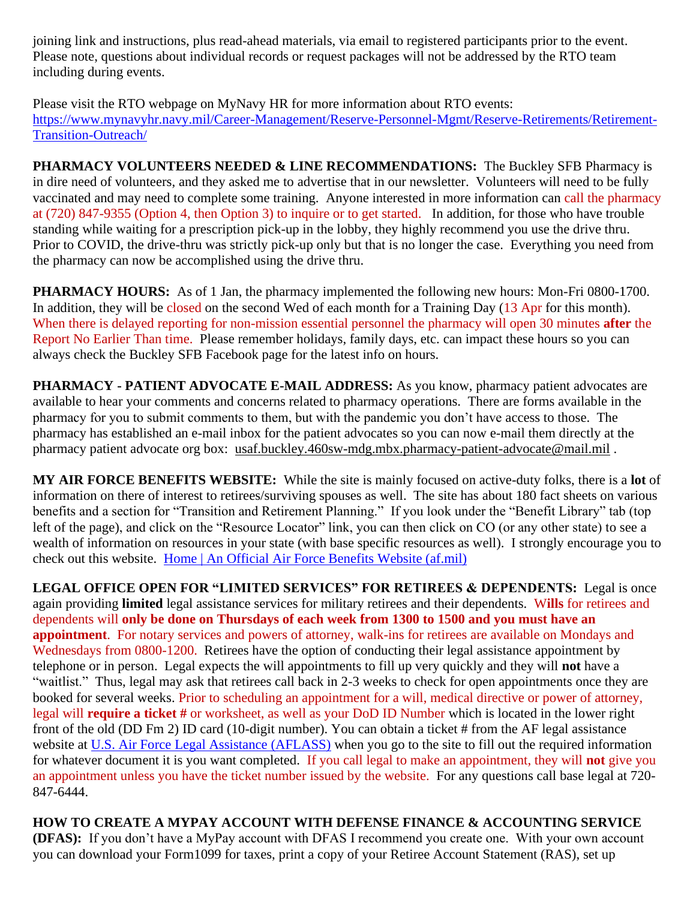joining link and instructions, plus read-ahead materials, via email to registered participants prior to the event. Please note, questions about individual records or request packages will not be addressed by the RTO team including during events.

Please visit the RTO webpage on MyNavy HR for more information about RTO events: [https://www.mynavyhr.navy.mil/Career-Management/Reserve-Personnel-Mgmt/Reserve-Retirements/Retirement-Transition-Outreach/](https://www.mynavyhr.navy.mil/Career-Management/Reserve-Personnel-Mgmt/Reserve-Retirements/Retirement-Transition-Outreach/)

**PHARMACY VOLUNTEERS NEEDED & LINE RECOMMENDATIONS:** The Buckley SFB Pharmacy is in dire need of volunteers, and they asked me to advertise that in our newsletter. Volunteers will need to be fully vaccinated and may need to complete some training. Anyone interested in more information can call the pharmacy at (720) 847-9355 (Option 4, then Option 3) to inquire or to get started. In addition, for those who have trouble standing while waiting for a prescription pick-up in the lobby, they highly recommend you use the drive thru. Prior to COVID, the drive-thru was strictly pick-up only but that is no longer the case. Everything you need from the pharmacy can now be accomplished using the drive thru.

**PHARMACY HOURS:** As of 1 Jan, the pharmacy implemented the following new hours: Mon-Fri 0800-1700. In addition, they will be closed on the second Wed of each month for a Training Day (13 Apr for this month). When there is delayed reporting for non-mission essential personnel the pharmacy will open 30 minutes **after** the Report No Earlier Than time. Please remember holidays, family days, etc. can impact these hours so you can always check the Buckley SFB Facebook page for the latest info on hours.

**PHARMACY - PATIENT ADVOCATE E-MAIL ADDRESS:** As you know, pharmacy patient advocates are available to hear your comments and concerns related to pharmacy operations. There are forms available in the pharmacy for you to submit comments to them, but with the pandemic you don't have access to those. The pharmacy has established an e-mail inbox for the patient advocates so you can now e-mail them directly at the pharmacy patient advocate org box: usaf.buckley.460sw-mdg.mbx.pharmacy-patient-advocate@mail.mil .

**MY AIR FORCE BENEFITS WEBSITE:** While the site is mainly focused on active-duty folks, there is a **lot** of information on there of interest to retirees/surviving spouses as well. The site has about 180 fact sheets on various benefits and a section for "Transition and Retirement Planning." If you look under the "Benefit Library" tab (top left of the page), and click on the "Resource Locator" link, you can then click on CO (or any other state) to see a wealth of information on resources in your state (with base specific resources as well). I strongly encourage you to check out this website. Home | An Official Air Force Benefits Website (af.mil)

**LEGAL OFFICE OPEN FOR "LIMITED SERVICES" FOR RETIREES & DEPENDENTS:** Legal is once again providing **limited** legal assistance services for military retirees and their dependents. W**ills** for retirees and dependents will **only be done on Thursdays of each week from 1300 to 1500 and you must have an appointment**. For notary services and powers of attorney, walk-ins for retirees are available on Mondays and Wednesdays from 0800-1200. Retirees have the option of conducting their legal assistance appointment by telephone or in person. Legal expects the will appointments to fill up very quickly and they will **not** have a "waitlist." Thus, legal may ask that retirees call back in 2-3 weeks to check for open appointments once they are booked for several weeks. Prior to scheduling an appointment for a will, medical directive or power of attorney, legal will **require a ticket #** or worksheet, as well as your DoD ID Number which is located in the lower right front of the old (DD Fm 2) ID card (10-digit number). You can obtain a ticket # from the AF legal assistance website at U.S. Air Force Legal Assistance (AFLASS) when you go to the site to fill out the required information for whatever document it is you want completed. If you call legal to make an appointment, they will **not** give you an appointment unless you have the ticket number issued by the website. For any questions call base legal at 720-847-6444.

**HOW TO CREATE A MYPAY ACCOUNT WITH DEFENSE FINANCE & ACCOUNTING SERVICE (DFAS):** If you don't have a MyPay account with DFAS I recommend you create one. With your own account you can download your Form1099 for taxes, print a copy of your Retiree Account Statement (RAS), set up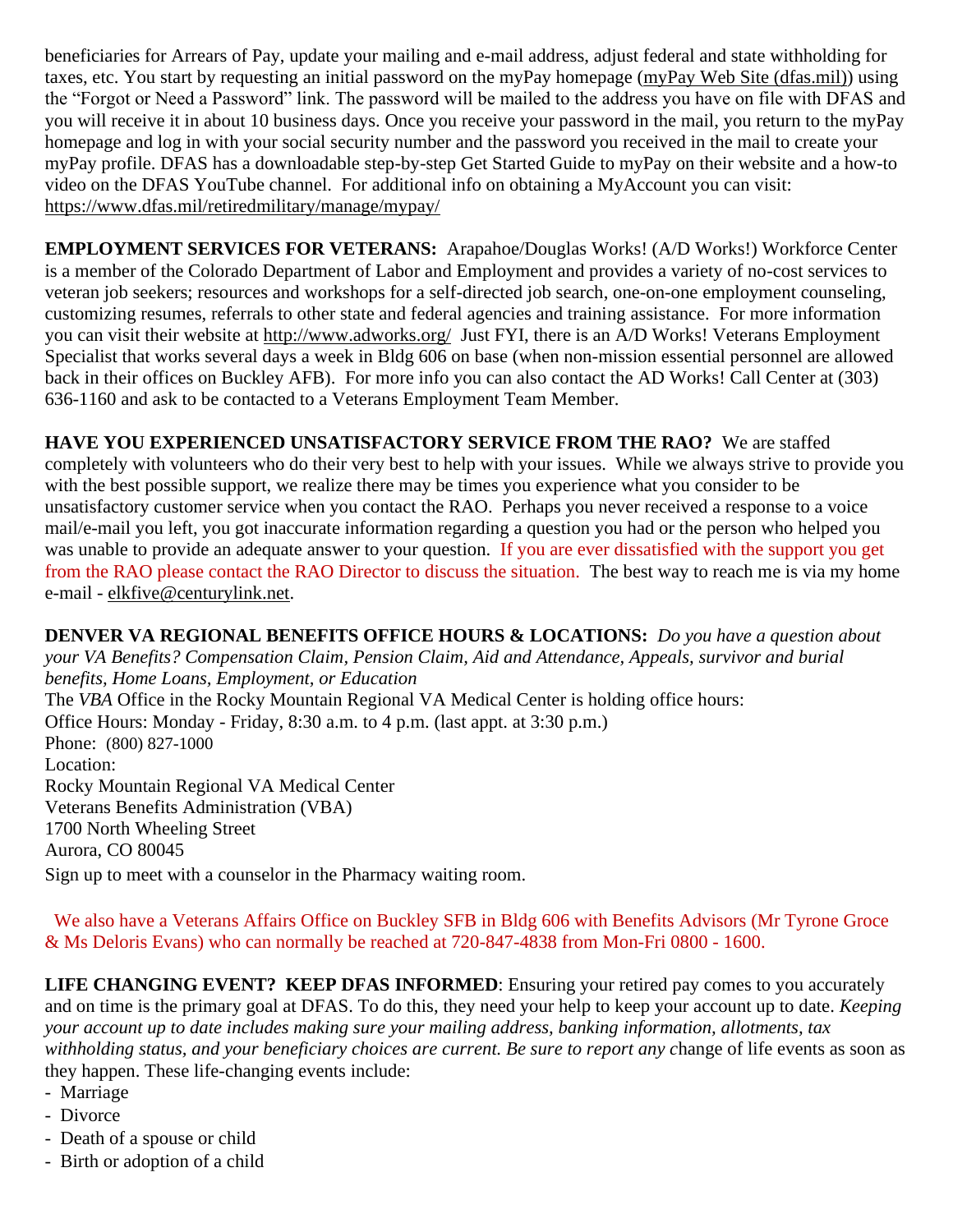beneficiaries for Arrears of Pay, update your mailing and e-mail address, adjust federal and state withholding for taxes, etc. You start by requesting an initial password on the myPay homepage (myPay Web Site (dfas.mil)) using the "Forgot or Need a Password" link. The password will be mailed to the address you have on file with DFAS and you will receive it in about 10 business days. Once you receive your password in the mail, you return to the myPay homepage and log in with your social security number and the password you received in the mail to create your myPay profile. DFAS has a downloadable step-by-step Get Started Guide to myPay on their website and a how-to video on the DFAS YouTube channel. For additional info on obtaining a MyAccount you can visit: https://www.dfas.mil/retiredmilitary/manage/mypay/

**EMPLOYMENT SERVICES FOR VETERANS:** Arapahoe/Douglas Works! (A/D Works!) Workforce Center is a member of the Colorado Department of Labor and Employment and provides a variety of no-cost services to veteran job seekers; resources and workshops for a self-directed job search, one-on-one employment counseling, customizing resumes, referrals to other state and federal agencies and training assistance. For more information you can visit their website at http://www.adworks.org/ Just FYI, there is an A/D Works! Veterans Employment Specialist that works several days a week in Bldg 606 on base (when non-mission essential personnel are allowed back in their offices on Buckley AFB). For more info you can also contact the AD Works! Call Center at (303) 636-1160 and ask to be contacted to a Veterans Employment Team Member.

**HAVE YOU EXPERIENCED UNSATISFACTORY SERVICE FROM THE RAO?** We are staffed completely with volunteers who do their very best to help with your issues. While we always strive to provide you with the best possible support, we realize there may be times you experience what you consider to be unsatisfactory customer service when you contact the RAO. Perhaps you never received a response to a voice mail/e-mail you left, you got inaccurate information regarding a question you had or the person who helped you was unable to provide an adequate answer to your question. If you are ever dissatisfied with the support you get from the RAO please contact the RAO Director to discuss the situation. The best way to reach me is via my home e-mail - elkfive@centurylink.net.

**DENVER VA REGIONAL BENEFITS OFFICE HOURS & LOCATIONS:** *Do you have a question about your VA Benefits? Compensation Claim, Pension Claim, Aid and Attendance, Appeals, survivor and burial benefits, Home Loans, Employment, or Education*

The *VBA* Office in the Rocky Mountain Regional VA Medical Center is holding office hours:
Office Hours: Monday - Friday, 8:30 a.m. to 4 p.m. (last appt. at 3:30 p.m.)
Phone: (800) 827-1000
Location:
Rocky Mountain Regional VA Medical Center
Veterans Benefits Administration (VBA)
1700 North Wheeling Street
Aurora, CO 80045
Sign up to meet with a counselor in the Pharmacy waiting room.

We also have a Veterans Affairs Office on Buckley SFB in Bldg 606 with Benefits Advisors (Mr Tyrone Groce & Ms Deloris Evans) who can normally be reached at 720-847-4838 from Mon-Fri 0800 - 1600.

**LIFE CHANGING EVENT? KEEP DFAS INFORMED**: Ensuring your retired pay comes to you accurately and on time is the primary goal at DFAS. To do this, they need your help to keep your account up to date. *Keeping your account up to date includes making sure your mailing address, banking information, allotments, tax withholding status, and your beneficiary choices are current. Be sure to report any c*hange of life events as soon as they happen. These life-changing events include:

- Marriage
- Divorce
- Death of a spouse or child
- Birth or adoption of a child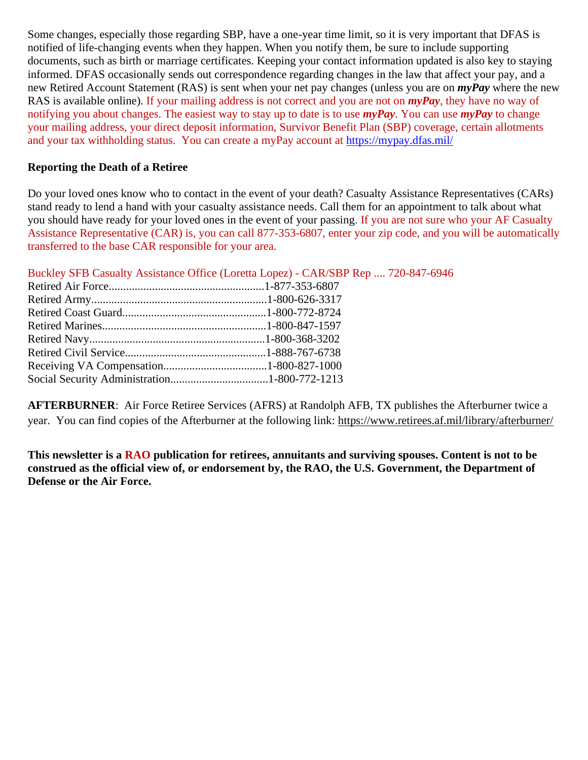Some changes, especially those regarding SBP, have a one-year time limit, so it is very important that DFAS is notified of life-changing events when they happen. When you notify them, be sure to include supporting documents, such as birth or marriage certificates. Keeping your contact information updated is also key to staying informed. DFAS occasionally sends out correspondence regarding changes in the law that affect your pay, and a new Retired Account Statement (RAS) is sent when your net pay changes (unless you are on ***myPay*** where the new RAS is available online). If your mailing address is not correct and you are not on ***myPay***, they have no way of notifying you about changes. The easiest way to stay up to date is to use ***myPay***. You can use ***myPay*** to change your mailing address, your direct deposit information, Survivor Benefit Plan (SBP) coverage, certain allotments and your tax withholding status. You can create a myPay account at https://mypay.dfas.mil/

**Reporting the Death of a Retiree**

Do your loved ones know who to contact in the event of your death? Casualty Assistance Representatives (CARs) stand ready to lend a hand with your casualty assistance needs. Call them for an appointment to talk about what you should have ready for your loved ones in the event of your passing. If you are not sure who your AF Casualty Assistance Representative (CAR) is, you can call 877-353-6807, enter your zip code, and you will be automatically transferred to the base CAR responsible for your area.

Buckley SFB Casualty Assistance Office (Loretta Lopez) - CAR/SBP Rep .... 720-847-6946
Retired Air Force......................................................1-877-353-6807
Retired Army.............................................................1-800-626-3317
Retired Coast Guard..................................................1-800-772-8724
Retired Marines.........................................................1-800-847-1597
Retired Navy.............................................................1-800-368-3202
Retired Civil Service.................................................1-888-767-6738
Receiving VA Compensation....................................1-800-827-1000
Social Security Administration..................................1-800-772-1213

**AFTERBURNER**: Air Force Retiree Services (AFRS) at Randolph AFB, TX publishes the Afterburner twice a year. You can find copies of the Afterburner at the following link: https://www.retirees.af.mil/library/afterburner/

**This newsletter is a RAO publication for retirees, annuitants and surviving spouses. Content is not to be construed as the official view of, or endorsement by, the RAO, the U.S. Government, the Department of Defense or the Air Force.**